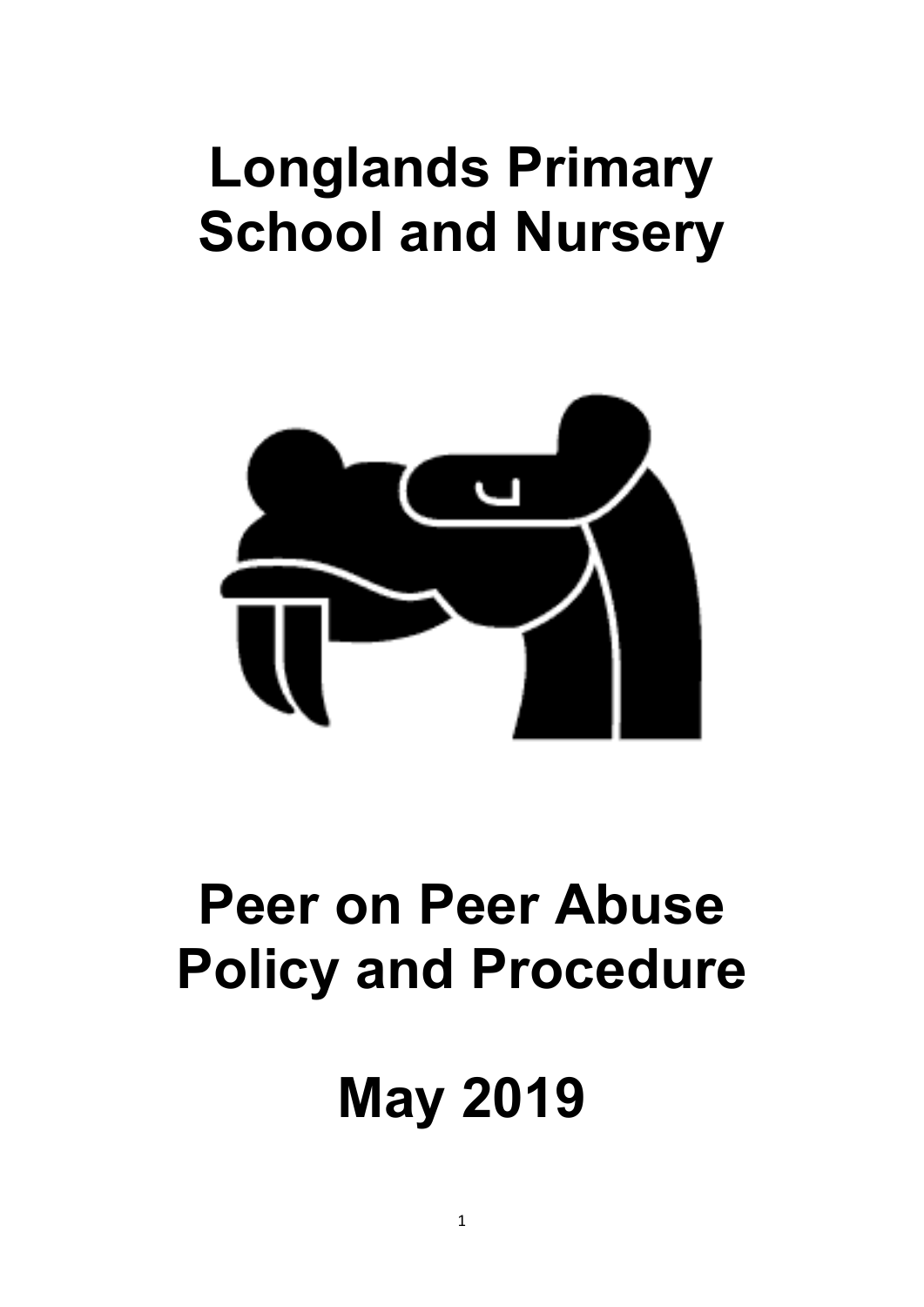# Longlands Primary School and Nursery

# Peer on Peer Abuse Policy and Procedure

# May 2019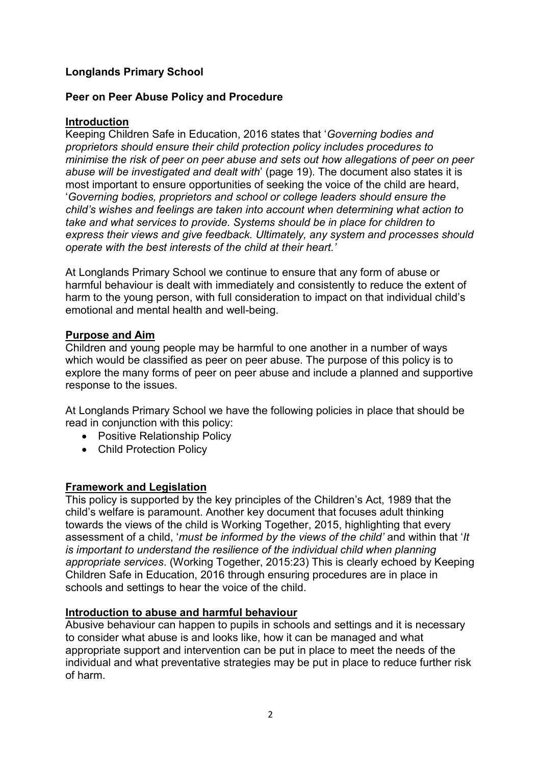**Longlands Primary School**

**Peer on Peer Abuse Policy and Procedure**

## Introduction

Keeping Children Safe in Education, 2016 states that '*Governing bodies and proprietors should ensure their child protection policy includes procedures to minimise the risk of peer on peer abuse and sets out how allegations of peer on peer abuse will be investigated and dealt with*' (page 19). The document also states it is most important to ensure opportunities of seeking the voice of the child are heard, '*Governing bodies, proprietors and school or college leaders should ensure the child's wishes and feelings are taken into account when determining what action to take and what services to provide. Systems should be in place for children to express their views and give feedback. Ultimately, any system and processes should operate with the best interests of the child at their heart.'*

At Longlands Primary School we continue to ensure that any form of abuse or harmful behaviour is dealt with immediately and consistently to reduce the extent of harm to the young person, with full consideration to impact on that individual child's emotional and mental health and well-being.

## Purpose and Aim

Children and young people may be harmful to one another in a number of ways which would be classified as peer on peer abuse. The purpose of this policy is to explore the many forms of peer on peer abuse and include a planned and supportive response to the issues.

At Longlands Primary School we have the following policies in place that should be read in conjunction with this policy:

- Positive Relationship Policy
- Child Protection Policy

## Framework and Legislation

This policy is supported by the key principles of the Children's Act, 1989 that the child's welfare is paramount. Another key document that focuses adult thinking towards the views of the child is Working Together, 2015, highlighting that every assessment of a child, '*must be informed by the views of the child'* and within that '*It is important to understand the resilience of the individual child when planning appropriate services*. (Working Together, 2015:23) This is clearly echoed by Keeping Children Safe in Education, 2016 through ensuring procedures are in place in schools and settings to hear the voice of the child.

## Introduction to abuse and harmful behaviour

Abusive behaviour can happen to pupils in schools and settings and it is necessary to consider what abuse is and looks like, how it can be managed and what appropriate support and intervention can be put in place to meet the needs of the individual and what preventative strategies may be put in place to reduce further risk of harm.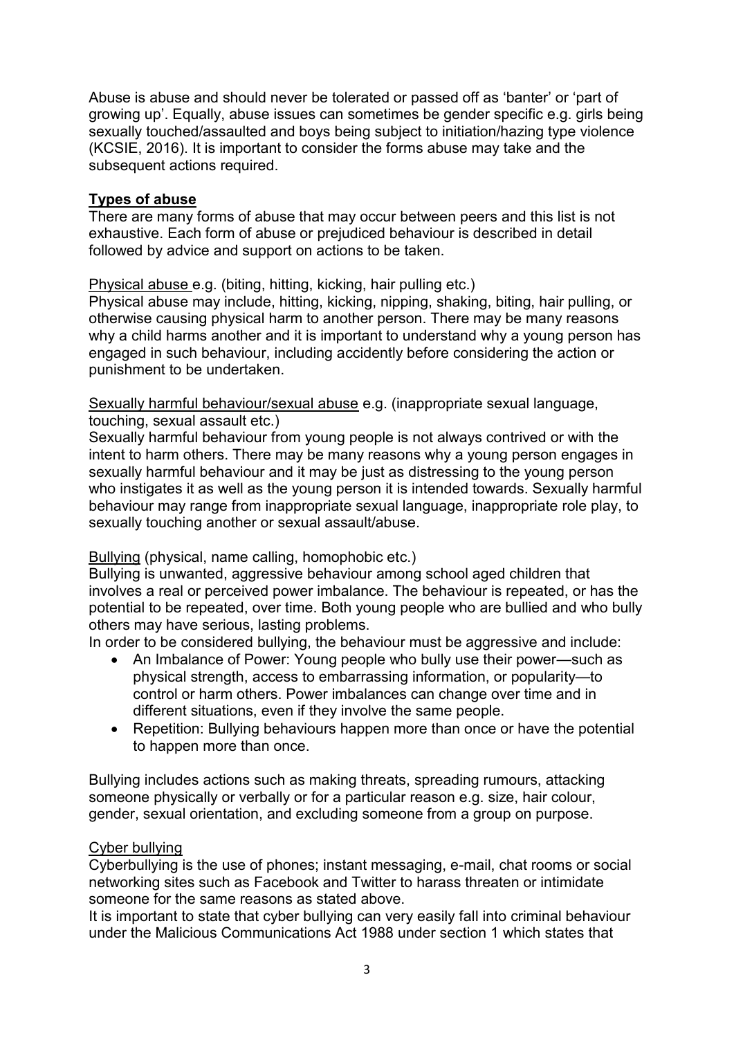Abuse is abuse and should never be tolerated or passed off as 'banter' or 'part of growing up'. Equally, abuse issues can sometimes be gender specific e.g. girls being sexually touched/assaulted and boys being subject to initiation/hazing type violence (KCSIE, 2016). It is important to consider the forms abuse may take and the subsequent actions required.

## **Types of abuse**

There are many forms of abuse that may occur between peers and this list is not exhaustive. Each form of abuse or prejudiced behaviour is described in detail followed by advice and support on actions to be taken.

Physical abuse e.g. (biting, hitting, kicking, hair pulling etc.)

Physical abuse may include, hitting, kicking, nipping, shaking, biting, hair pulling, or otherwise causing physical harm to another person. There may be many reasons why a child harms another and it is important to understand why a young person has engaged in such behaviour, including accidently before considering the action or punishment to be undertaken.

Sexually harmful behaviour/sexual abuse e.g. (inappropriate sexual language, touching, sexual assault etc.)

Sexually harmful behaviour from young people is not always contrived or with the intent to harm others. There may be many reasons why a young person engages in sexually harmful behaviour and it may be just as distressing to the young person who instigates it as well as the young person it is intended towards. Sexually harmful behaviour may range from inappropriate sexual language, inappropriate role play, to sexually touching another or sexual assault/abuse.

Bullying (physical, name calling, homophobic etc.)

Bullying is unwanted, aggressive behaviour among school aged children that involves a real or perceived power imbalance. The behaviour is repeated, or has the potential to be repeated, over time. Both young people who are bullied and who bully others may have serious, lasting problems.

In order to be considered bullying, the behaviour must be aggressive and include:

- An Imbalance of Power: Young people who bully use their power—such as physical strength, access to embarrassing information, or popularity—to control or harm others. Power imbalances can change over time and in different situations, even if they involve the same people.
- Repetition: Bullying behaviours happen more than once or have the potential to happen more than once.

Bullying includes actions such as making threats, spreading rumours, attacking someone physically or verbally or for a particular reason e.g. size, hair colour, gender, sexual orientation, and excluding someone from a group on purpose.

Cyber bullying

Cyberbullying is the use of phones; instant messaging, e-mail, chat rooms or social networking sites such as Facebook and Twitter to harass threaten or intimidate someone for the same reasons as stated above.

It is important to state that cyber bullying can very easily fall into criminal behaviour under the Malicious Communications Act 1988 under section 1 which states that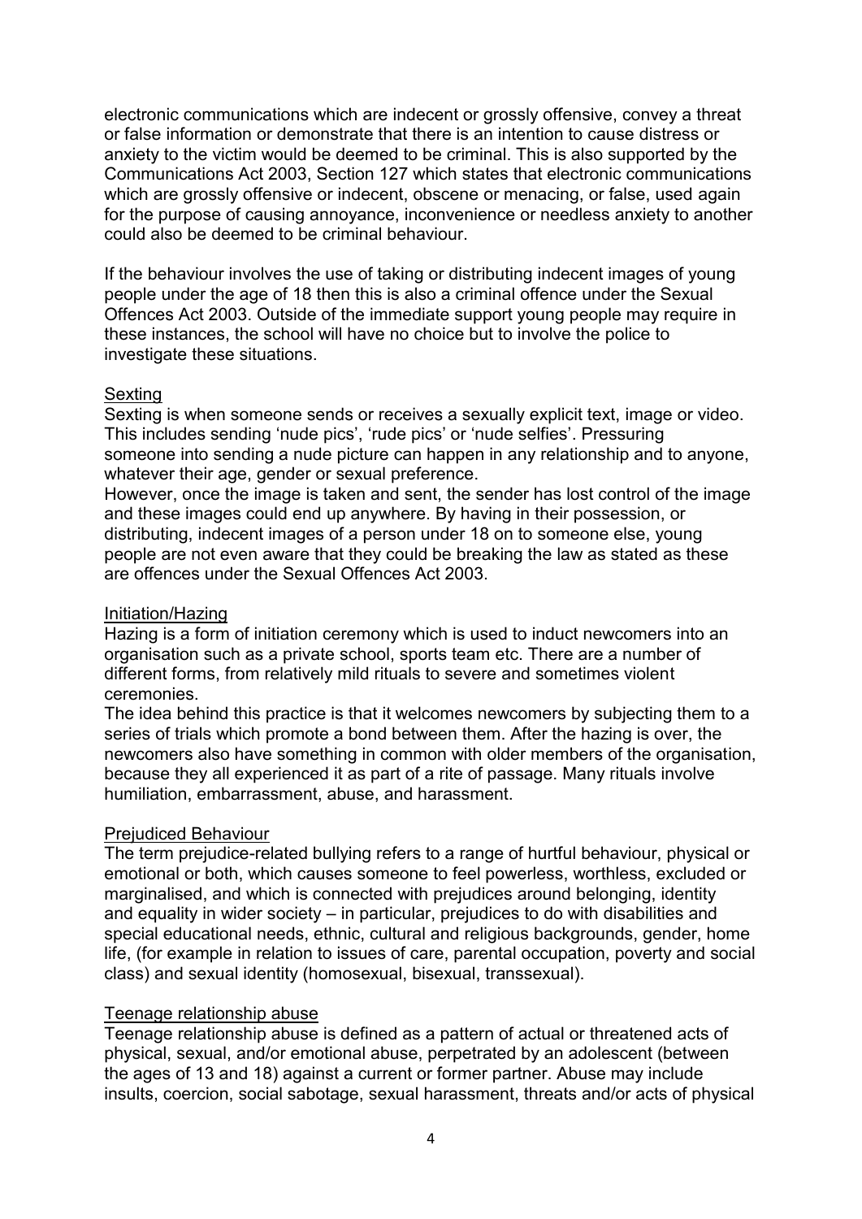electronic communications which are indecent or grossly offensive, convey a threat or false information or demonstrate that there is an intention to cause distress or anxiety to the victim would be deemed to be criminal. This is also supported by the Communications Act 2003, Section 127 which states that electronic communications which are grossly offensive or indecent, obscene or menacing, or false, used again for the purpose of causing annoyance, inconvenience or needless anxiety to another could also be deemed to be criminal behaviour.

If the behaviour involves the use of taking or distributing indecent images of young people under the age of 18 then this is also a criminal offence under the Sexual Offences Act 2003. Outside of the immediate support young people may require in these instances, the school will have no choice but to involve the police to investigate these situations.

### Sexting

Sexting is when someone sends or receives a sexually explicit text, image or video. This includes sending 'nude pics', 'rude pics' or 'nude selfies'. Pressuring someone into sending a nude picture can happen in any relationship and to anyone, whatever their age, gender or sexual preference.
However, once the image is taken and sent, the sender has lost control of the image and these images could end up anywhere. By having in their possession, or distributing, indecent images of a person under 18 on to someone else, young people are not even aware that they could be breaking the law as stated as these are offences under the Sexual Offences Act 2003.

### Initiation/Hazing

Hazing is a form of initiation ceremony which is used to induct newcomers into an organisation such as a private school, sports team etc. There are a number of different forms, from relatively mild rituals to severe and sometimes violent ceremonies.
The idea behind this practice is that it welcomes newcomers by subjecting them to a series of trials which promote a bond between them. After the hazing is over, the newcomers also have something in common with older members of the organisation, because they all experienced it as part of a rite of passage. Many rituals involve humiliation, embarrassment, abuse, and harassment.

### Prejudiced Behaviour

The term prejudice-related bullying refers to a range of hurtful behaviour, physical or emotional or both, which causes someone to feel powerless, worthless, excluded or marginalised, and which is connected with prejudices around belonging, identity and equality in wider society – in particular, prejudices to do with disabilities and special educational needs, ethnic, cultural and religious backgrounds, gender, home life, (for example in relation to issues of care, parental occupation, poverty and social class) and sexual identity (homosexual, bisexual, transsexual).

### Teenage relationship abuse

Teenage relationship abuse is defined as a pattern of actual or threatened acts of physical, sexual, and/or emotional abuse, perpetrated by an adolescent (between the ages of 13 and 18) against a current or former partner. Abuse may include insults, coercion, social sabotage, sexual harassment, threats and/or acts of physical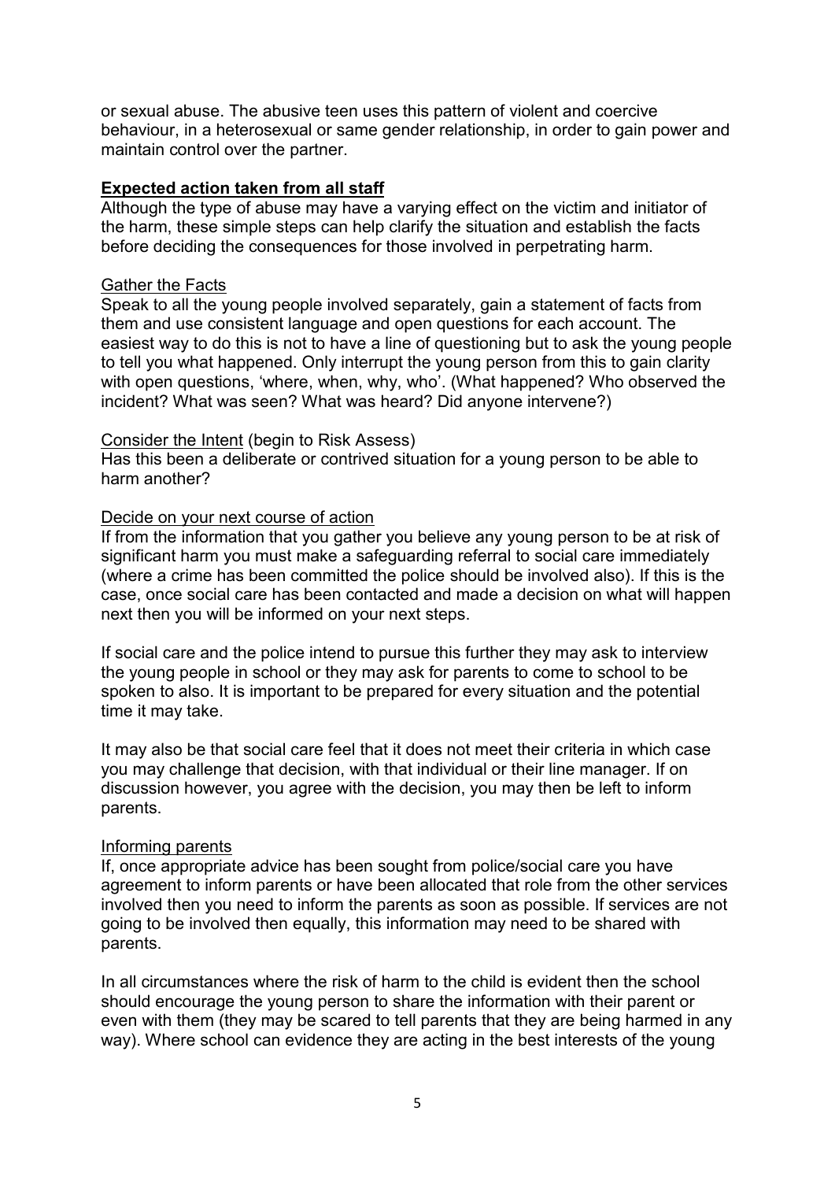or sexual abuse. The abusive teen uses this pattern of violent and coercive behaviour, in a heterosexual or same gender relationship, in order to gain power and maintain control over the partner.

**Expected action taken from all staff**

Although the type of abuse may have a varying effect on the victim and initiator of the harm, these simple steps can help clarify the situation and establish the facts before deciding the consequences for those involved in perpetrating harm.

Gather the Facts

Speak to all the young people involved separately, gain a statement of facts from them and use consistent language and open questions for each account. The easiest way to do this is not to have a line of questioning but to ask the young people to tell you what happened. Only interrupt the young person from this to gain clarity with open questions, 'where, when, why, who'. (What happened? Who observed the incident? What was seen? What was heard? Did anyone intervene?)

Consider the Intent (begin to Risk Assess)

Has this been a deliberate or contrived situation for a young person to be able to harm another?

Decide on your next course of action

If from the information that you gather you believe any young person to be at risk of significant harm you must make a safeguarding referral to social care immediately (where a crime has been committed the police should be involved also). If this is the case, once social care has been contacted and made a decision on what will happen next then you will be informed on your next steps.

If social care and the police intend to pursue this further they may ask to interview the young people in school or they may ask for parents to come to school to be spoken to also. It is important to be prepared for every situation and the potential time it may take.

It may also be that social care feel that it does not meet their criteria in which case you may challenge that decision, with that individual or their line manager. If on discussion however, you agree with the decision, you may then be left to inform parents.

Informing parents

If, once appropriate advice has been sought from police/social care you have agreement to inform parents or have been allocated that role from the other services involved then you need to inform the parents as soon as possible. If services are not going to be involved then equally, this information may need to be shared with parents.

In all circumstances where the risk of harm to the child is evident then the school should encourage the young person to share the information with their parent or even with them (they may be scared to tell parents that they are being harmed in any way). Where school can evidence they are acting in the best interests of the young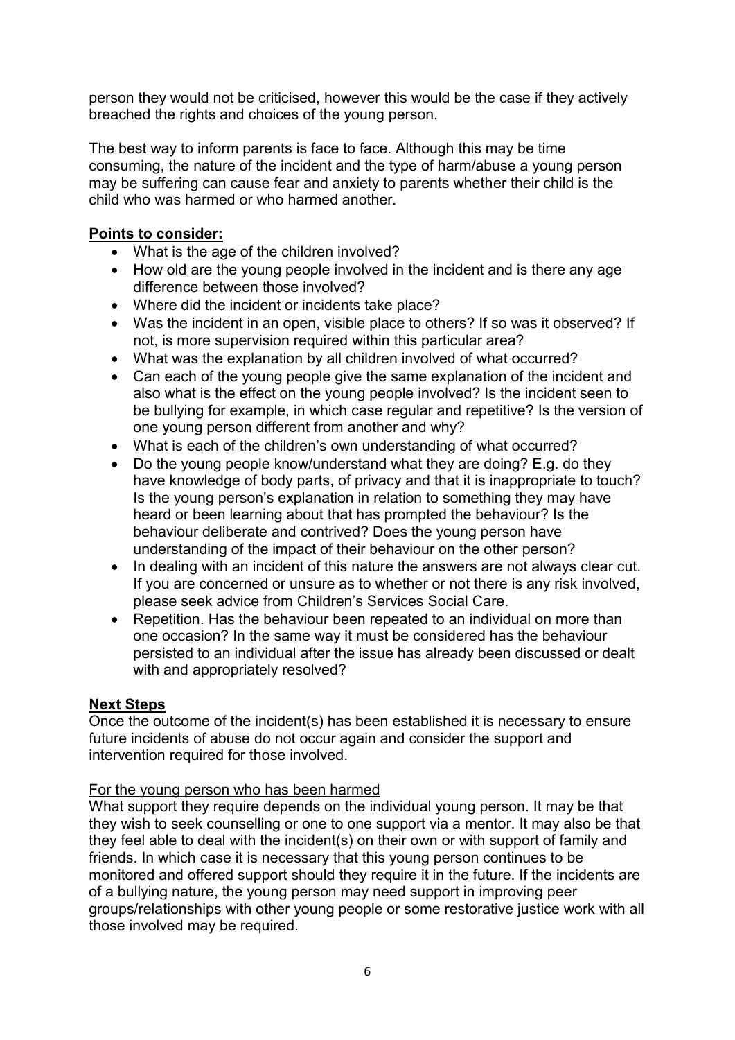person they would not be criticised, however this would be the case if they actively breached the rights and choices of the young person.

The best way to inform parents is face to face. Although this may be time consuming, the nature of the incident and the type of harm/abuse a young person may be suffering can cause fear and anxiety to parents whether their child is the child who was harmed or who harmed another.

**Points to consider:**

- What is the age of the children involved?
- How old are the young people involved in the incident and is there any age difference between those involved?
- Where did the incident or incidents take place?
- Was the incident in an open, visible place to others? If so was it observed? If not, is more supervision required within this particular area?
- What was the explanation by all children involved of what occurred?
- Can each of the young people give the same explanation of the incident and also what is the effect on the young people involved? Is the incident seen to be bullying for example, in which case regular and repetitive? Is the version of one young person different from another and why?
- What is each of the children's own understanding of what occurred?
- Do the young people know/understand what they are doing? E.g. do they have knowledge of body parts, of privacy and that it is inappropriate to touch? Is the young person's explanation in relation to something they may have heard or been learning about that has prompted the behaviour? Is the behaviour deliberate and contrived? Does the young person have understanding of the impact of their behaviour on the other person?
- In dealing with an incident of this nature the answers are not always clear cut. If you are concerned or unsure as to whether or not there is any risk involved, please seek advice from Children's Services Social Care.
- Repetition. Has the behaviour been repeated to an individual on more than one occasion? In the same way it must be considered has the behaviour persisted to an individual after the issue has already been discussed or dealt with and appropriately resolved?

**Next Steps**

Once the outcome of the incident(s) has been established it is necessary to ensure future incidents of abuse do not occur again and consider the support and intervention required for those involved.

For the young person who has been harmed

What support they require depends on the individual young person. It may be that they wish to seek counselling or one to one support via a mentor. It may also be that they feel able to deal with the incident(s) on their own or with support of family and friends. In which case it is necessary that this young person continues to be monitored and offered support should they require it in the future. If the incidents are of a bullying nature, the young person may need support in improving peer groups/relationships with other young people or some restorative justice work with all those involved may be required.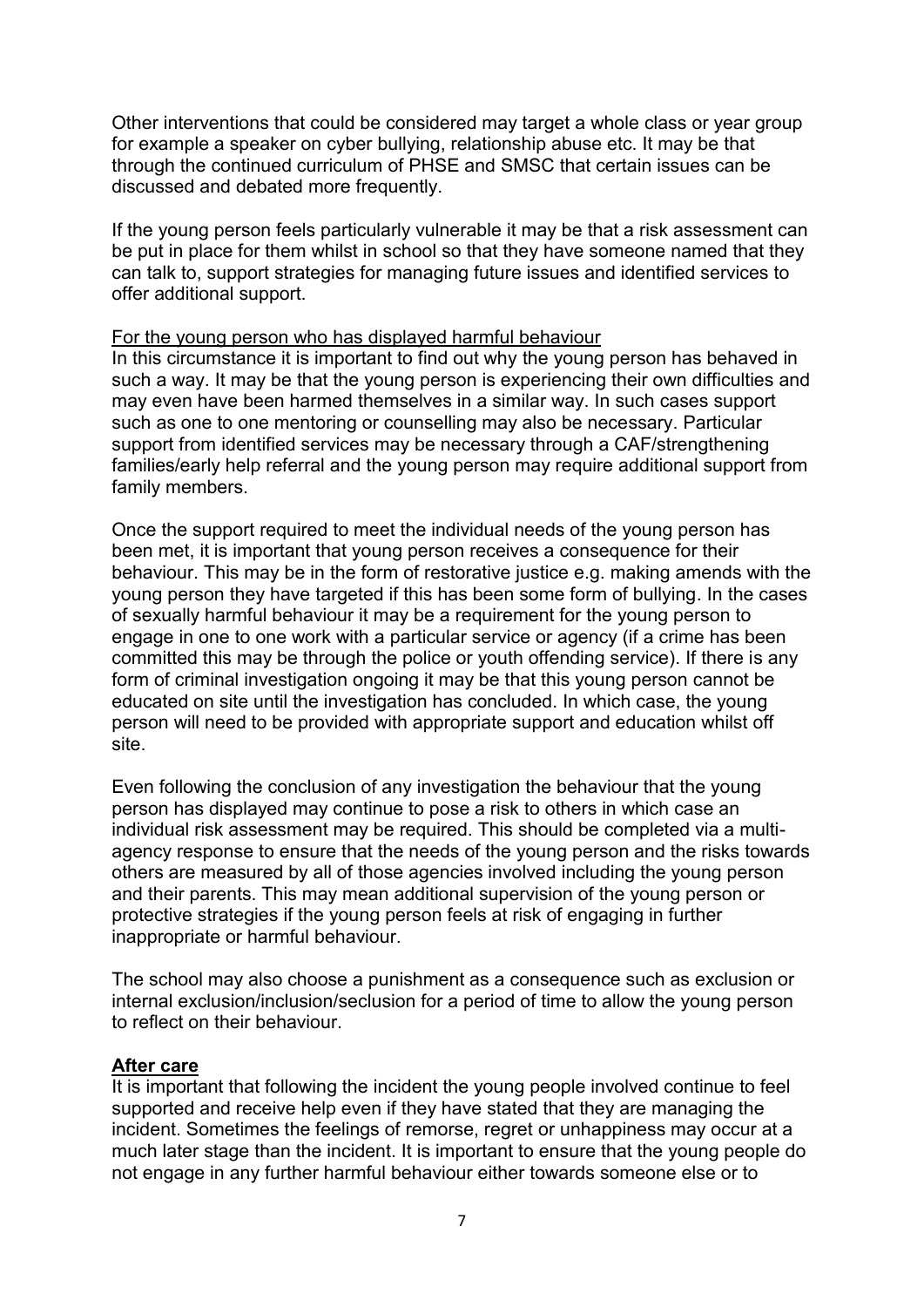Other interventions that could be considered may target a whole class or year group for example a speaker on cyber bullying, relationship abuse etc. It may be that through the continued curriculum of PHSE and SMSC that certain issues can be discussed and debated more frequently.

If the young person feels particularly vulnerable it may be that a risk assessment can be put in place for them whilst in school so that they have someone named that they can talk to, support strategies for managing future issues and identified services to offer additional support.

<u>For the young person who has displayed harmful behaviour</u>

In this circumstance it is important to find out why the young person has behaved in such a way. It may be that the young person is experiencing their own difficulties and may even have been harmed themselves in a similar way. In such cases support such as one to one mentoring or counselling may also be necessary. Particular support from identified services may be necessary through a CAF/strengthening families/early help referral and the young person may require additional support from family members.

Once the support required to meet the individual needs of the young person has been met, it is important that young person receives a consequence for their behaviour. This may be in the form of restorative justice e.g. making amends with the young person they have targeted if this has been some form of bullying. In the cases of sexually harmful behaviour it may be a requirement for the young person to engage in one to one work with a particular service or agency (if a crime has been committed this may be through the police or youth offending service). If there is any form of criminal investigation ongoing it may be that this young person cannot be educated on site until the investigation has concluded. In which case, the young person will need to be provided with appropriate support and education whilst off site.

Even following the conclusion of any investigation the behaviour that the young person has displayed may continue to pose a risk to others in which case an individual risk assessment may be required. This should be completed via a multi-agency response to ensure that the needs of the young person and the risks towards others are measured by all of those agencies involved including the young person and their parents. This may mean additional supervision of the young person or protective strategies if the young person feels at risk of engaging in further inappropriate or harmful behaviour.

The school may also choose a punishment as a consequence such as exclusion or internal exclusion/inclusion/seclusion for a period of time to allow the young person to reflect on their behaviour.

**<u>After care</u>**

It is important that following the incident the young people involved continue to feel supported and receive help even if they have stated that they are managing the incident. Sometimes the feelings of remorse, regret or unhappiness may occur at a much later stage than the incident. It is important to ensure that the young people do not engage in any further harmful behaviour either towards someone else or to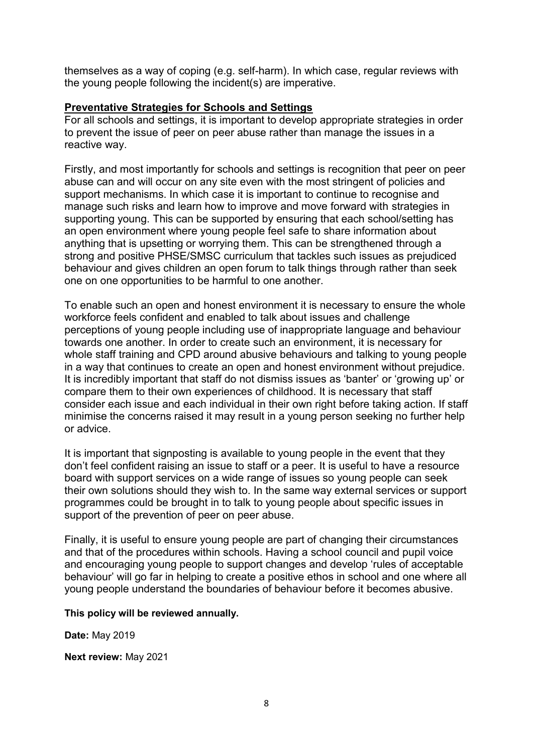themselves as a way of coping (e.g. self-harm). In which case, regular reviews with the young people following the incident(s) are imperative.

## Preventative Strategies for Schools and Settings

For all schools and settings, it is important to develop appropriate strategies in order to prevent the issue of peer on peer abuse rather than manage the issues in a reactive way.

Firstly, and most importantly for schools and settings is recognition that peer on peer abuse can and will occur on any site even with the most stringent of policies and support mechanisms. In which case it is important to continue to recognise and manage such risks and learn how to improve and move forward with strategies in supporting young. This can be supported by ensuring that each school/setting has an open environment where young people feel safe to share information about anything that is upsetting or worrying them. This can be strengthened through a strong and positive PHSE/SMSC curriculum that tackles such issues as prejudiced behaviour and gives children an open forum to talk things through rather than seek one on one opportunities to be harmful to one another.

To enable such an open and honest environment it is necessary to ensure the whole workforce feels confident and enabled to talk about issues and challenge perceptions of young people including use of inappropriate language and behaviour towards one another. In order to create such an environment, it is necessary for whole staff training and CPD around abusive behaviours and talking to young people in a way that continues to create an open and honest environment without prejudice. It is incredibly important that staff do not dismiss issues as 'banter' or 'growing up' or compare them to their own experiences of childhood. It is necessary that staff consider each issue and each individual in their own right before taking action. If staff minimise the concerns raised it may result in a young person seeking no further help or advice.

It is important that signposting is available to young people in the event that they don't feel confident raising an issue to staff or a peer. It is useful to have a resource board with support services on a wide range of issues so young people can seek their own solutions should they wish to. In the same way external services or support programmes could be brought in to talk to young people about specific issues in support of the prevention of peer on peer abuse.

Finally, it is useful to ensure young people are part of changing their circumstances and that of the procedures within schools. Having a school council and pupil voice and encouraging young people to support changes and develop 'rules of acceptable behaviour' will go far in helping to create a positive ethos in school and one where all young people understand the boundaries of behaviour before it becomes abusive.

**This policy will be reviewed annually.**

**Date:** May 2019

**Next review:** May 2021